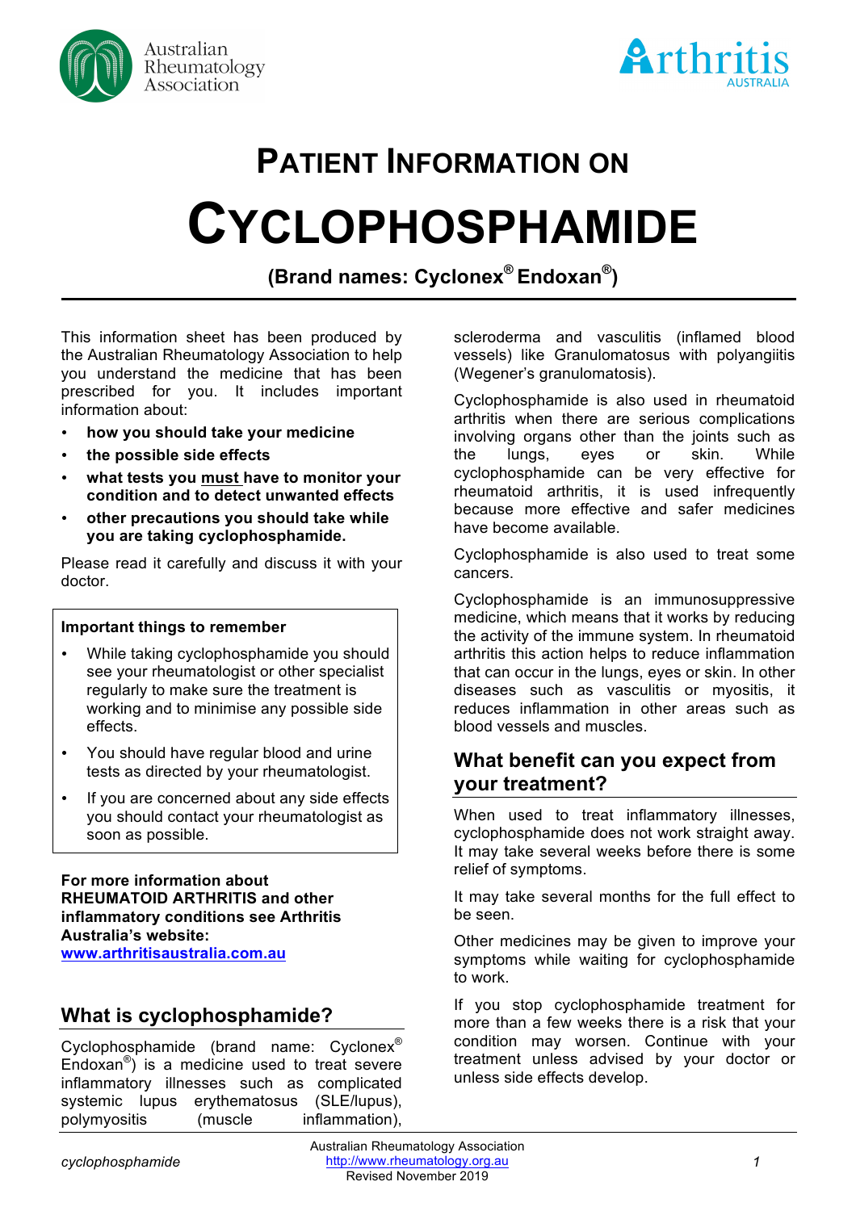# PATIENT INFORMATION ON

# CYCLOPHOSPHAMIDE

**(Brand names: Cyclonex® Endoxan®)**

This information sheet has been produced by the Australian Rheumatology Association to help you understand the medicine that has been prescribed for you. It includes important information about:

- **how you should take your medicine**
- **the possible side effects**
- **what tests you must have to monitor your condition and to detect unwanted effects**
- **other precautions you should take while you are taking cyclophosphamide.**

Please read it carefully and discuss it with your doctor.

**Important things to remember**

- While taking cyclophosphamide you should see your rheumatologist or other specialist regularly to make sure the treatment is working and to minimise any possible side effects.
- You should have regular blood and urine tests as directed by your rheumatologist.
- If you are concerned about any side effects you should contact your rheumatologist as soon as possible.

**For more information about RHEUMATOID ARTHRITIS and other inflammatory conditions see Arthritis Australia's website: [www.arthritisaustralia.com.au](http://www.arthritisaustralia.com.au)**

## What is cyclophosphamide?

Cyclophosphamide (brand name: Cyclonex® Endoxan®) is a medicine used to treat severe inflammatory illnesses such as complicated systemic lupus erythematosus (SLE/lupus), polymyositis (muscle inflammation), scleroderma and vasculitis (inflamed blood vessels) like Granulomatosus with polyangiitis (Wegener's granulomatosis).

Cyclophosphamide is also used in rheumatoid arthritis when there are serious complications involving organs other than the joints such as the lungs, eyes or skin. While cyclophosphamide can be very effective for rheumatoid arthritis, it is used infrequently because more effective and safer medicines have become available.

Cyclophosphamide is also used to treat some cancers.

Cyclophosphamide is an immunosuppressive medicine, which means that it works by reducing the activity of the immune system. In rheumatoid arthritis this action helps to reduce inflammation that can occur in the lungs, eyes or skin. In other diseases such as vasculitis or myositis, it reduces inflammation in other areas such as blood vessels and muscles.

## What benefit can you expect from your treatment?

When used to treat inflammatory illnesses, cyclophosphamide does not work straight away. It may take several weeks before there is some relief of symptoms.

It may take several months for the full effect to be seen.

Other medicines may be given to improve your symptoms while waiting for cyclophosphamide to work.

If you stop cyclophosphamide treatment for more than a few weeks there is a risk that your condition may worsen. Continue with your treatment unless advised by your doctor or unless side effects develop.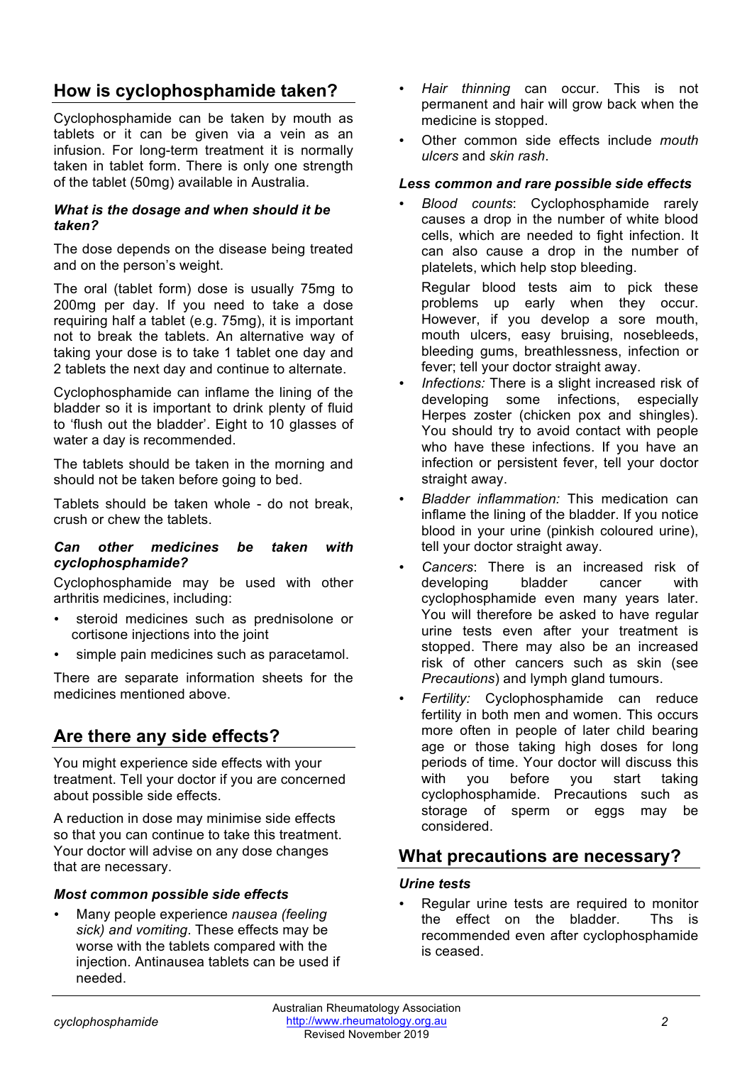## How is cyclophosphamide taken?

Cyclophosphamide can be taken by mouth as tablets or it can be given via a vein as an infusion. For long-term treatment it is normally taken in tablet form. There is only one strength of the tablet (50mg) available in Australia.

### *What is the dosage and when should it be taken?*

The dose depends on the disease being treated and on the person's weight.

The oral (tablet form) dose is usually 75mg to 200mg per day. If you need to take a dose requiring half a tablet (e.g. 75mg), it is important not to break the tablets. An alternative way of taking your dose is to take 1 tablet one day and 2 tablets the next day and continue to alternate.

Cyclophosphamide can inflame the lining of the bladder so it is important to drink plenty of fluid to 'flush out the bladder'. Eight to 10 glasses of water a day is recommended.

The tablets should be taken in the morning and should not be taken before going to bed.

Tablets should be taken whole - do not break, crush or chew the tablets.

### *Can other medicines be taken with cyclophosphamide?*

Cyclophosphamide may be used with other arthritis medicines, including:

- steroid medicines such as prednisolone or cortisone injections into the joint
- simple pain medicines such as paracetamol.

There are separate information sheets for the medicines mentioned above.

## Are there any side effects?

You might experience side effects with your treatment. Tell your doctor if you are concerned about possible side effects.

A reduction in dose may minimise side effects so that you can continue to take this treatment. Your doctor will advise on any dose changes that are necessary.

### *Most common possible side effects*

- Many people experience *nausea (feeling sick) and vomiting*. These effects may be worse with the tablets compared with the injection. Antinausea tablets can be used if needed.
- *Hair thinning* can occur. This is not permanent and hair will grow back when the medicine is stopped.
- Other common side effects include *mouth ulcers* and *skin rash*.

### *Less common and rare possible side effects*

- *Blood counts*: Cyclophosphamide rarely causes a drop in the number of white blood cells, which are needed to fight infection. It can also cause a drop in the number of platelets, which help stop bleeding.

  Regular blood tests aim to pick these problems up early when they occur. However, if you develop a sore mouth, mouth ulcers, easy bruising, nosebleeds, bleeding gums, breathlessness, infection or fever; tell your doctor straight away.
- *Infections:* There is a slight increased risk of developing some infections, especially Herpes zoster (chicken pox and shingles). You should try to avoid contact with people who have these infections. If you have an infection or persistent fever, tell your doctor straight away.
- *Bladder inflammation:* This medication can inflame the lining of the bladder. If you notice blood in your urine (pinkish coloured urine), tell your doctor straight away.
- *Cancers*: There is an increased risk of developing bladder cancer with cyclophosphamide even many years later. You will therefore be asked to have regular urine tests even after your treatment is stopped. There may also be an increased risk of other cancers such as skin (see *Precautions*) and lymph gland tumours.
- *Fertility:* Cyclophosphamide can reduce fertility in both men and women. This occurs more often in people of later child bearing age or those taking high doses for long periods of time. Your doctor will discuss this with you before you start taking cyclophosphamide. Precautions such as storage of sperm or eggs may be considered.

## What precautions are necessary?

### *Urine tests*

- Regular urine tests are required to monitor the effect on the bladder. Ths is recommended even after cyclophosphamide is ceased.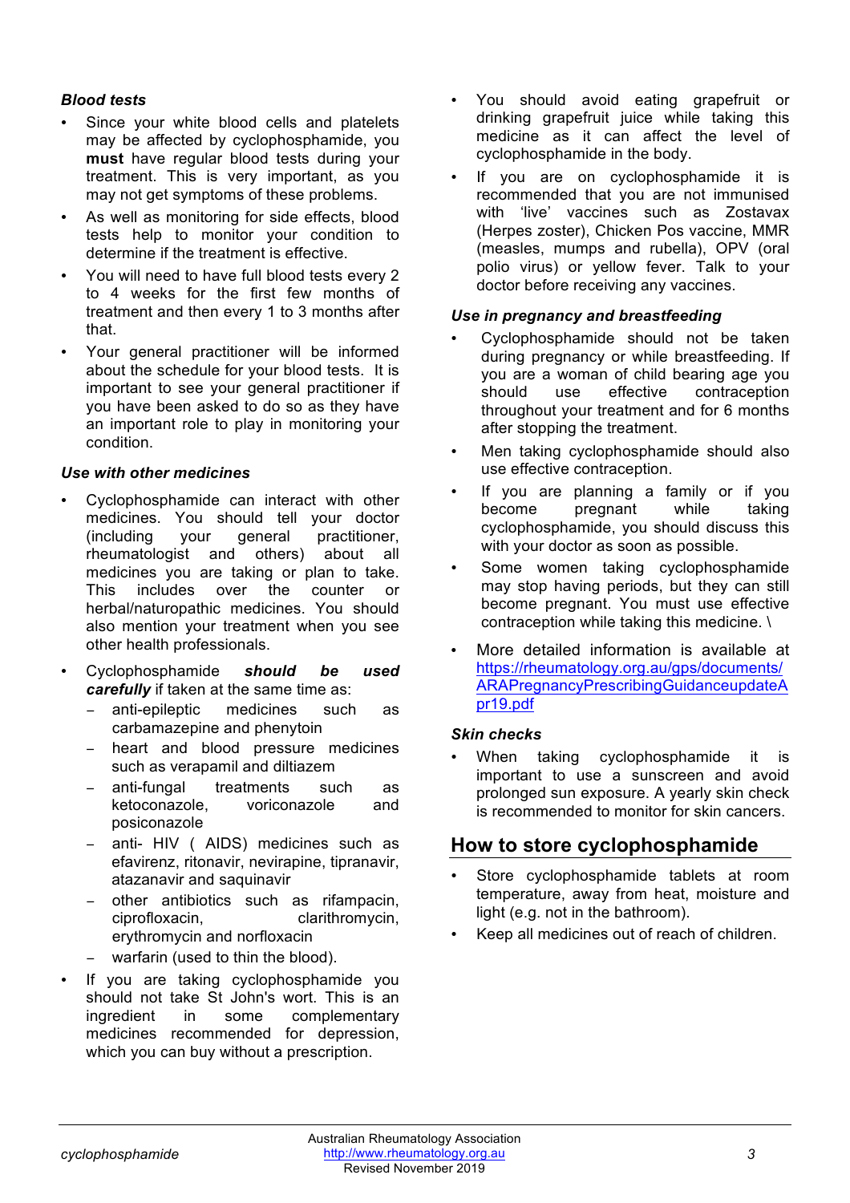### *Blood tests*

- Since your white blood cells and platelets may be affected by cyclophosphamide, you **must** have regular blood tests during your treatment. This is very important, as you may not get symptoms of these problems.
- As well as monitoring for side effects, blood tests help to monitor your condition to determine if the treatment is effective.
- You will need to have full blood tests every 2 to 4 weeks for the first few months of treatment and then every 1 to 3 months after that.
- Your general practitioner will be informed about the schedule for your blood tests. It is important to see your general practitioner if you have been asked to do so as they have an important role to play in monitoring your condition.

### *Use with other medicines*

- Cyclophosphamide can interact with other medicines. You should tell your doctor (including your general practitioner, rheumatologist and others) about all medicines you are taking or plan to take. This includes over the counter or herbal/naturopathic medicines. You should also mention your treatment when you see other health professionals.
- Cyclophosphamide ***should be used carefully*** if taken at the same time as:
  - anti-epileptic medicines such as carbamazepine and phenytoin
  - heart and blood pressure medicines such as verapamil and diltiazem
  - anti-fungal treatments such as ketoconazole, voriconazole and posiconazole
  - anti- HIV ( AIDS) medicines such as efavirenz, ritonavir, nevirapine, tipranavir, atazanavir and saquinavir
  - other antibiotics such as rifampacin, ciprofloxacin, clarithromycin, erythromycin and norfloxacin
  - warfarin (used to thin the blood).
- If you are taking cyclophosphamide you should not take St John's wort. This is an ingredient in some complementary medicines recommended for depression, which you can buy without a prescription.
- You should avoid eating grapefruit or drinking grapefruit juice while taking this medicine as it can affect the level of cyclophosphamide in the body.
- If you are on cyclophosphamide it is recommended that you are not immunised with 'live' vaccines such as Zostavax (Herpes zoster), Chicken Pos vaccine, MMR (measles, mumps and rubella), OPV (oral polio virus) or yellow fever. Talk to your doctor before receiving any vaccines.

### *Use in pregnancy and breastfeeding*

- Cyclophosphamide should not be taken during pregnancy or while breastfeeding. If you are a woman of child bearing age you should use effective contraception throughout your treatment and for 6 months after stopping the treatment.
- Men taking cyclophosphamide should also use effective contraception.
- If you are planning a family or if you become pregnant while taking cyclophosphamide, you should discuss this with your doctor as soon as possible.
- Some women taking cyclophosphamide may stop having periods, but they can still become pregnant. You must use effective contraception while taking this medicine. \
- More detailed information is available at https://rheumatology.org.au/gps/documents/ARAPregnancyPrescribingGuidanceupdateApr19.pdf

### *Skin checks*

- When taking cyclophosphamide it is important to use a sunscreen and avoid prolonged sun exposure. A yearly skin check is recommended to monitor for skin cancers.

## How to store cyclophosphamide

- Store cyclophosphamide tablets at room temperature, away from heat, moisture and light (e.g. not in the bathroom).
- Keep all medicines out of reach of children.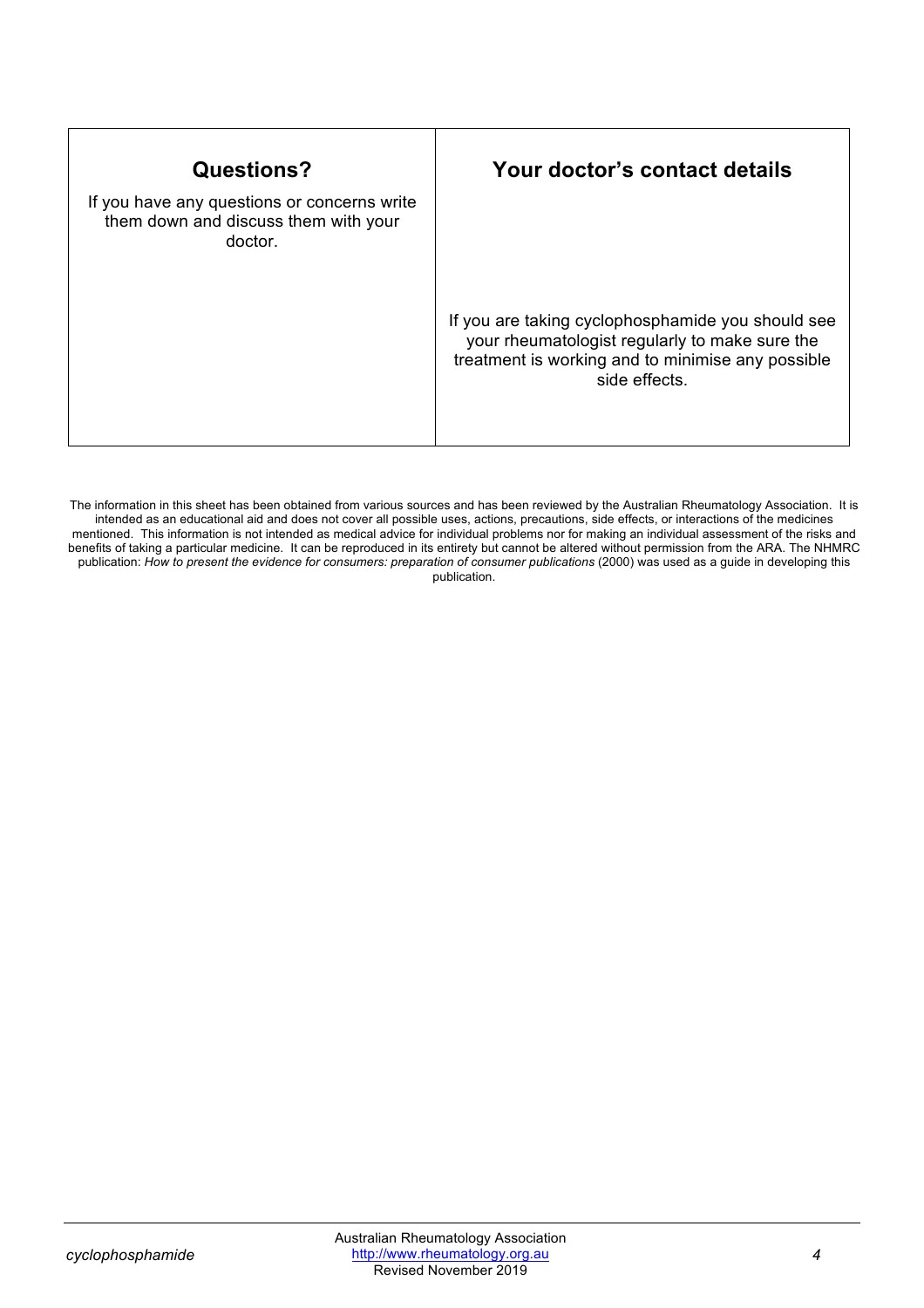| Questions? | Your doctor's contact details |
|---|---|
| If you have any questions or concerns write them down and discuss them with your doctor. | If you are taking cyclophosphamide you should see your rheumatologist regularly to make sure the treatment is working and to minimise any possible side effects. |

The information in this sheet has been obtained from various sources and has been reviewed by the Australian Rheumatology Association. It is intended as an educational aid and does not cover all possible uses, actions, precautions, side effects, or interactions of the medicines mentioned. This information is not intended as medical advice for individual problems nor for making an individual assessment of the risks and benefits of taking a particular medicine. It can be reproduced in its entirety but cannot be altered without permission from the ARA. The NHMRC publication: *How to present the evidence for consumers: preparation of consumer publications* (2000) was used as a guide in developing this publication.